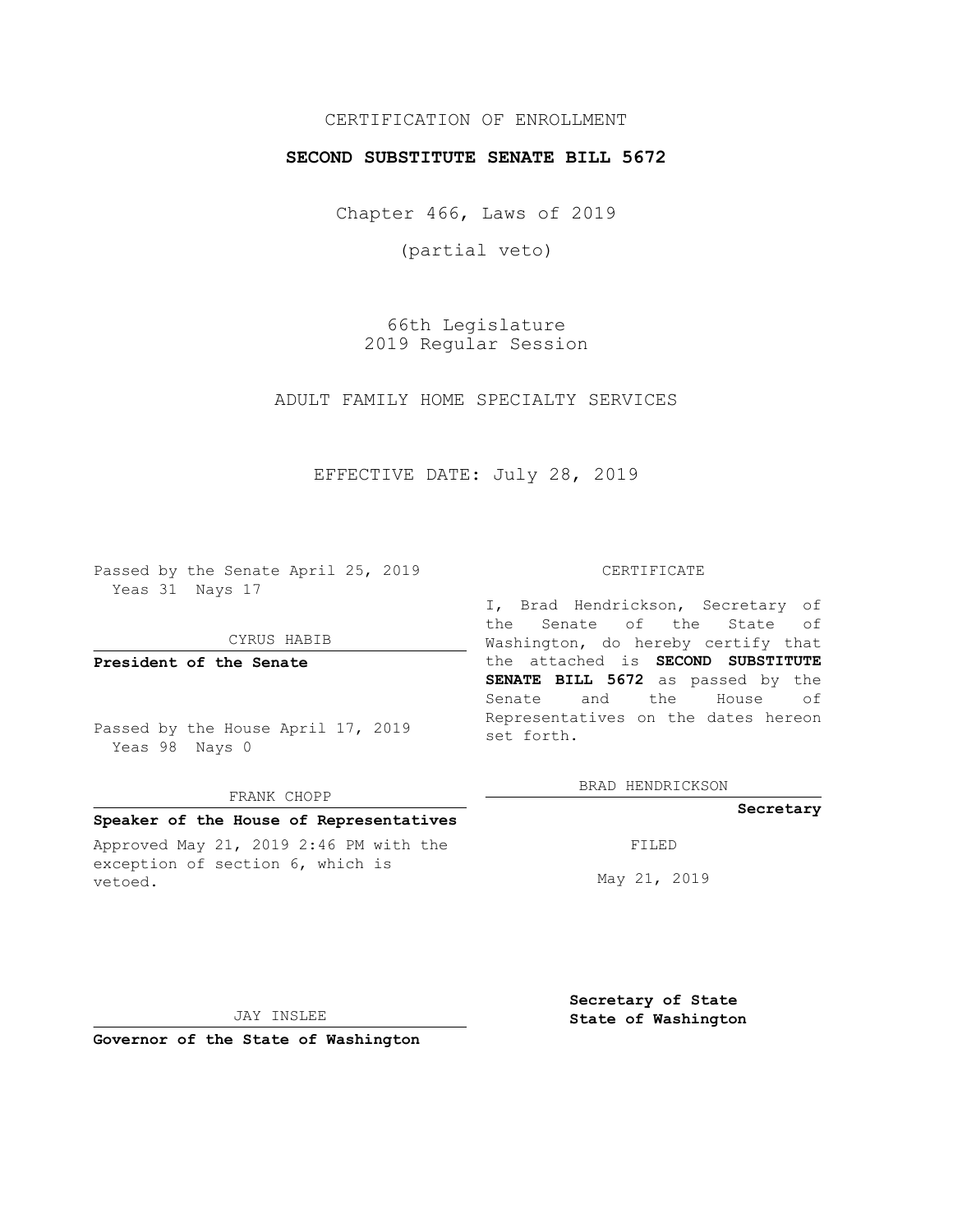CERTIFICATION OF ENROLLMENT

**SECOND SUBSTITUTE SENATE BILL 5672**

Chapter 466, Laws of 2019

(partial veto)

66th Legislature
2019 Regular Session

ADULT FAMILY HOME SPECIALTY SERVICES

EFFECTIVE DATE: July 28, 2019

Passed by the Senate April 25, 2019
Yeas 31 Nays 17

CYRUS HABIB

**President of the Senate**

Passed by the House April 17, 2019
Yeas 98 Nays 0

FRANK CHOPP

**Speaker of the House of Representatives**

Approved May 21, 2019 2:46 PM with the exception of section 6, which is vetoed.

JAY INSLEE

**Governor of the State of Washington**

CERTIFICATE

I, Brad Hendrickson, Secretary of the Senate of the State of Washington, do hereby certify that the attached is **SECOND SUBSTITUTE SENATE BILL 5672** as passed by the Senate and the House of Representatives on the dates hereon set forth.

BRAD HENDRICKSON

**Secretary**

FILED

May 21, 2019

**Secretary of State**
**State of Washington**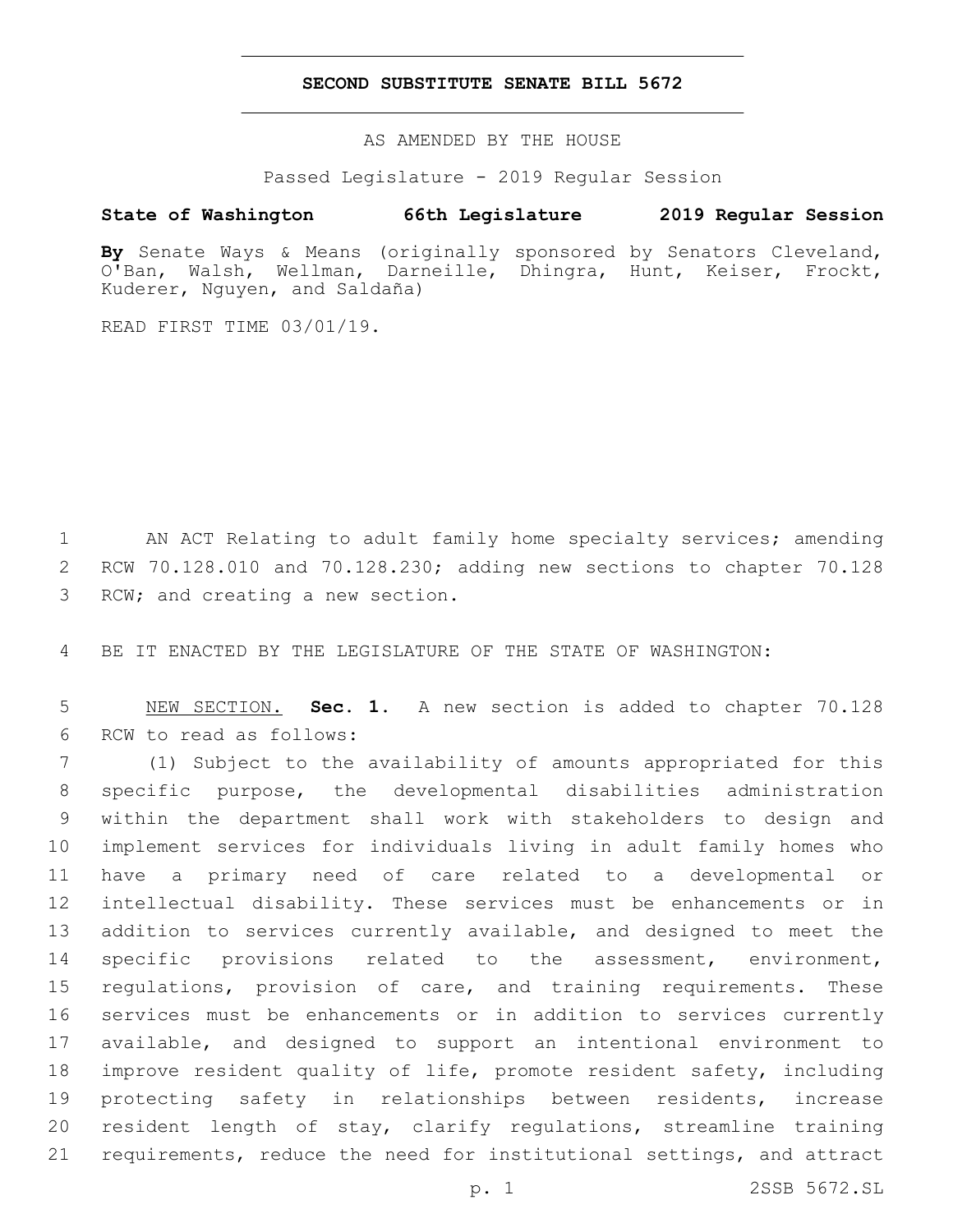# SECOND SUBSTITUTE SENATE BILL 5672

AS AMENDED BY THE HOUSE

Passed Legislature - 2019 Regular Session

**State of Washington 66th Legislature 2019 Regular Session**

**By** Senate Ways & Means (originally sponsored by Senators Cleveland, O'Ban, Walsh, Wellman, Darneille, Dhingra, Hunt, Keiser, Frockt, Kuderer, Nguyen, and Saldaña)

READ FIRST TIME 03/01/19.

1 AN ACT Relating to adult family home specialty services; amending 2 RCW 70.128.010 and 70.128.230; adding new sections to chapter 70.128 3 RCW; and creating a new section.

4 BE IT ENACTED BY THE LEGISLATURE OF THE STATE OF WASHINGTON:

5 NEW SECTION. **Sec. 1.** A new section is added to chapter 70.128 6 RCW to read as follows:

7 (1) Subject to the availability of amounts appropriated for this 8 specific purpose, the developmental disabilities administration 9 within the department shall work with stakeholders to design and 10 implement services for individuals living in adult family homes who 11 have a primary need of care related to a developmental or 12 intellectual disability. These services must be enhancements or in 13 addition to services currently available, and designed to meet the 14 specific provisions related to the assessment, environment, 15 regulations, provision of care, and training requirements. These 16 services must be enhancements or in addition to services currently 17 available, and designed to support an intentional environment to 18 improve resident quality of life, promote resident safety, including 19 protecting safety in relationships between residents, increase 20 resident length of stay, clarify regulations, streamline training 21 requirements, reduce the need for institutional settings, and attract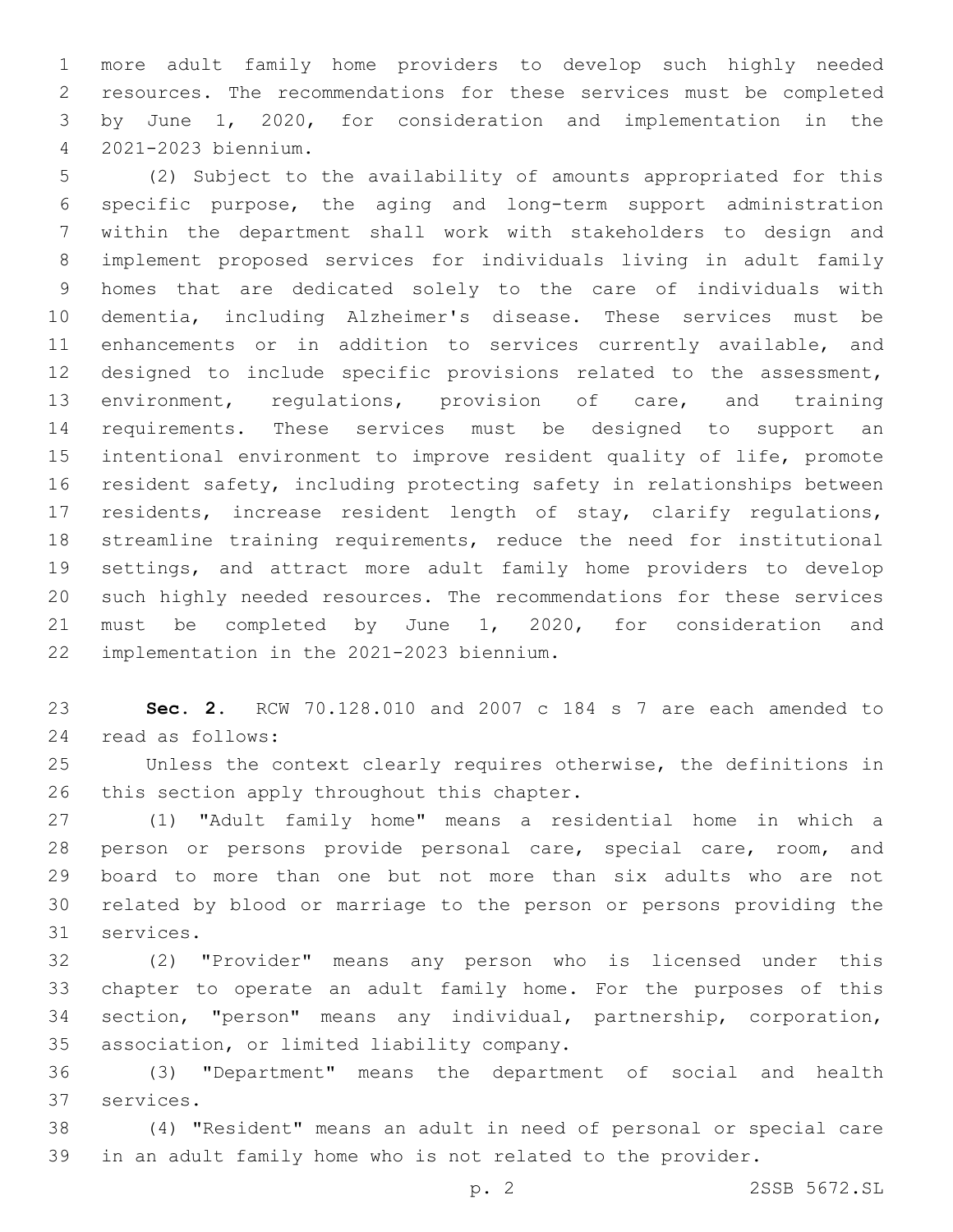more adult family home providers to develop such highly needed resources. The recommendations for these services must be completed by June 1, 2020, for consideration and implementation in the 2021-2023 biennium.

(2) Subject to the availability of amounts appropriated for this specific purpose, the aging and long-term support administration within the department shall work with stakeholders to design and implement proposed services for individuals living in adult family homes that are dedicated solely to the care of individuals with dementia, including Alzheimer's disease. These services must be enhancements or in addition to services currently available, and designed to include specific provisions related to the assessment, environment, regulations, provision of care, and training requirements. These services must be designed to support an intentional environment to improve resident quality of life, promote resident safety, including protecting safety in relationships between residents, increase resident length of stay, clarify regulations, streamline training requirements, reduce the need for institutional settings, and attract more adult family home providers to develop such highly needed resources. The recommendations for these services must be completed by June 1, 2020, for consideration and implementation in the 2021-2023 biennium.

**Sec. 2.** RCW 70.128.010 and 2007 c 184 s 7 are each amended to read as follows:

Unless the context clearly requires otherwise, the definitions in this section apply throughout this chapter.

(1) "Adult family home" means a residential home in which a person or persons provide personal care, special care, room, and board to more than one but not more than six adults who are not related by blood or marriage to the person or persons providing the services.

(2) "Provider" means any person who is licensed under this chapter to operate an adult family home. For the purposes of this section, "person" means any individual, partnership, corporation, association, or limited liability company.

(3) "Department" means the department of social and health services.

(4) "Resident" means an adult in need of personal or special care in an adult family home who is not related to the provider.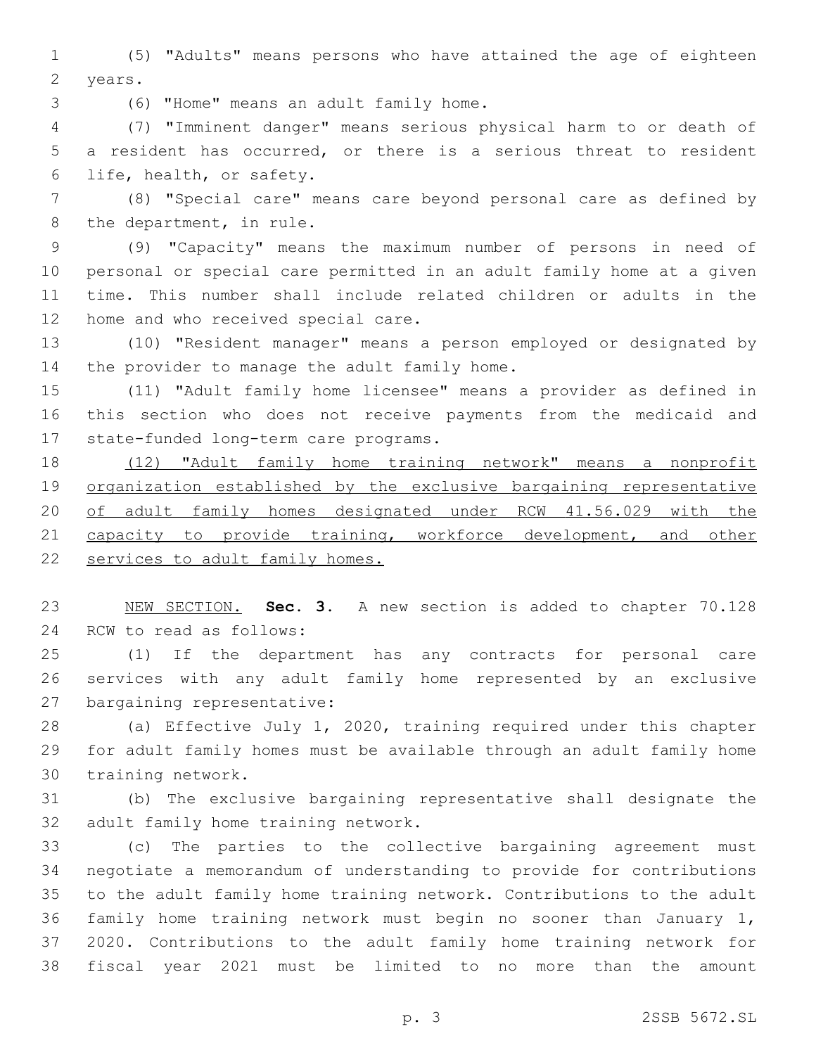(5) "Adults" means persons who have attained the age of eighteen years.

(6) "Home" means an adult family home.

(7) "Imminent danger" means serious physical harm to or death of a resident has occurred, or there is a serious threat to resident life, health, or safety.

(8) "Special care" means care beyond personal care as defined by the department, in rule.

(9) "Capacity" means the maximum number of persons in need of personal or special care permitted in an adult family home at a given time. This number shall include related children or adults in the home and who received special care.

(10) "Resident manager" means a person employed or designated by the provider to manage the adult family home.

(11) "Adult family home licensee" means a provider as defined in this section who does not receive payments from the medicaid and state-funded long-term care programs.

<u>(12) "Adult family home training network" means a nonprofit organization established by the exclusive bargaining representative of adult family homes designated under RCW 41.56.029 with the capacity to provide training, workforce development, and other services to adult family homes.</u>

<u>NEW SECTION.</u> **Sec. 3.** A new section is added to chapter 70.128 RCW to read as follows:

(1) If the department has any contracts for personal care services with any adult family home represented by an exclusive bargaining representative:

(a) Effective July 1, 2020, training required under this chapter for adult family homes must be available through an adult family home training network.

(b) The exclusive bargaining representative shall designate the adult family home training network.

(c) The parties to the collective bargaining agreement must negotiate a memorandum of understanding to provide for contributions to the adult family home training network. Contributions to the adult family home training network must begin no sooner than January 1, 2020. Contributions to the adult family home training network for fiscal year 2021 must be limited to no more than the amount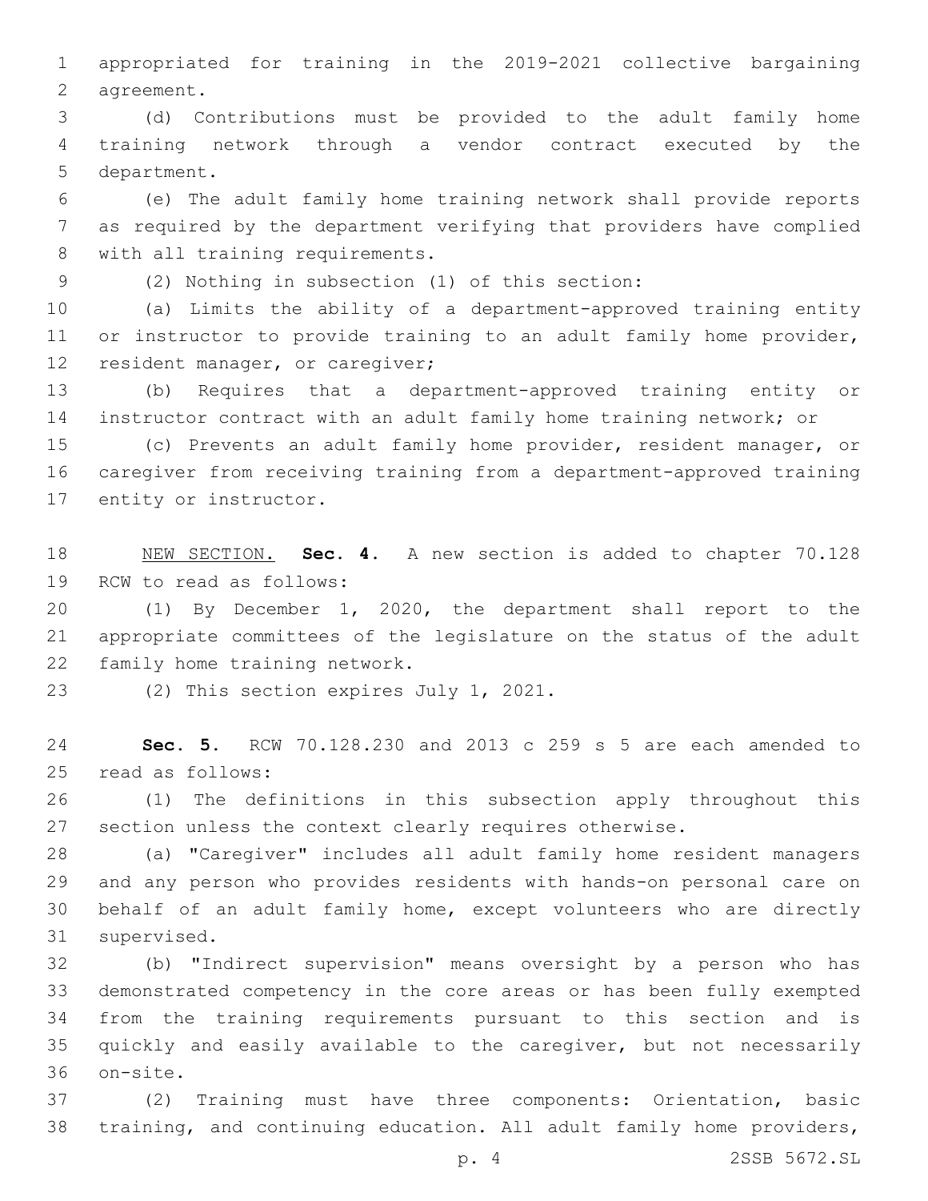appropriated for training in the 2019-2021 collective bargaining agreement.

(d) Contributions must be provided to the adult family home training network through a vendor contract executed by the department.

(e) The adult family home training network shall provide reports as required by the department verifying that providers have complied with all training requirements.

(2) Nothing in subsection (1) of this section:

(a) Limits the ability of a department-approved training entity or instructor to provide training to an adult family home provider, resident manager, or caregiver;

(b) Requires that a department-approved training entity or instructor contract with an adult family home training network; or

(c) Prevents an adult family home provider, resident manager, or caregiver from receiving training from a department-approved training entity or instructor.

NEW SECTION. **Sec. 4.** A new section is added to chapter 70.128 RCW to read as follows:

(1) By December 1, 2020, the department shall report to the appropriate committees of the legislature on the status of the adult family home training network.

(2) This section expires July 1, 2021.

**Sec. 5.** RCW 70.128.230 and 2013 c 259 s 5 are each amended to read as follows:

(1) The definitions in this subsection apply throughout this section unless the context clearly requires otherwise.

(a) "Caregiver" includes all adult family home resident managers and any person who provides residents with hands-on personal care on behalf of an adult family home, except volunteers who are directly supervised.

(b) "Indirect supervision" means oversight by a person who has demonstrated competency in the core areas or has been fully exempted from the training requirements pursuant to this section and is quickly and easily available to the caregiver, but not necessarily on-site.

(2) Training must have three components: Orientation, basic training, and continuing education. All adult family home providers,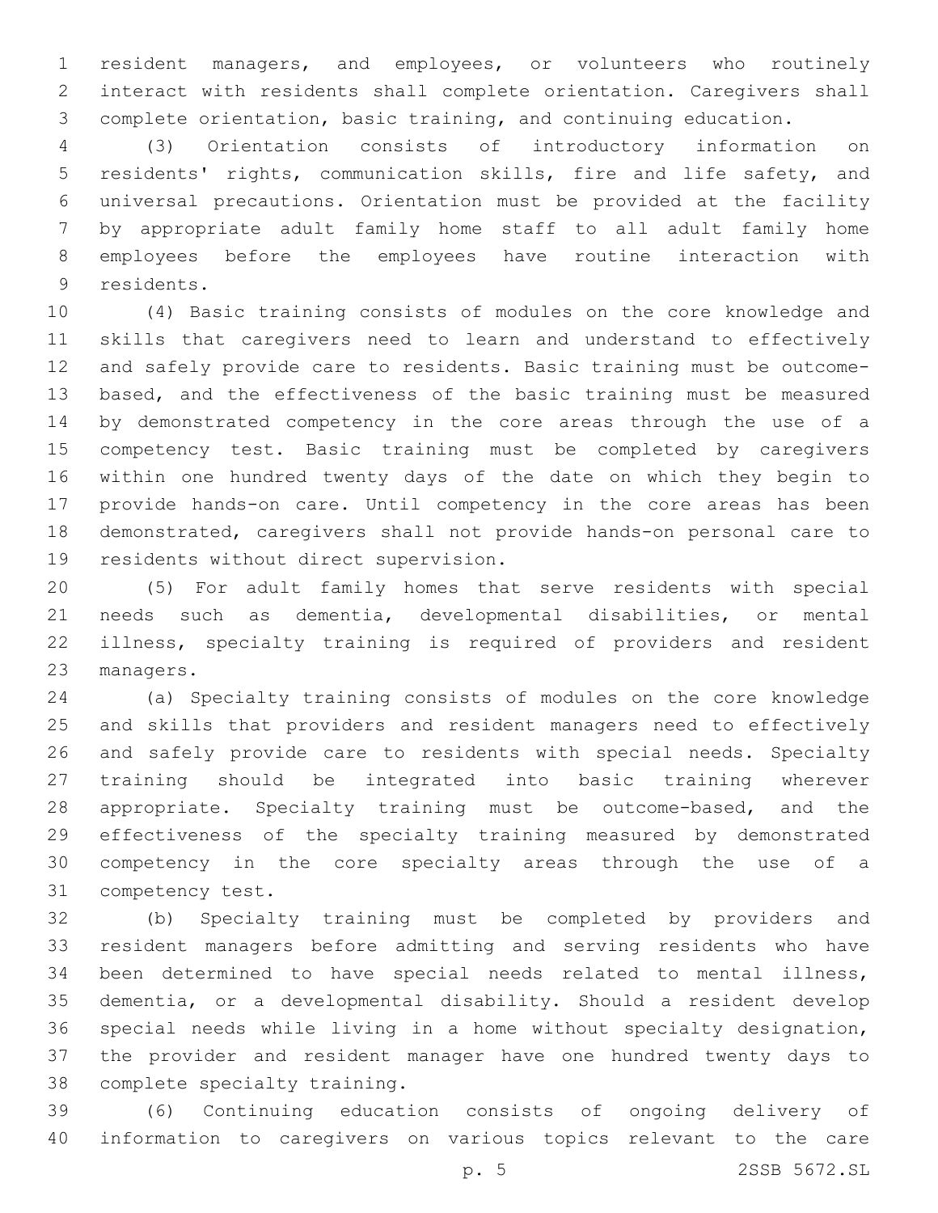resident managers, and employees, or volunteers who routinely interact with residents shall complete orientation. Caregivers shall complete orientation, basic training, and continuing education.

(3) Orientation consists of introductory information on residents' rights, communication skills, fire and life safety, and universal precautions. Orientation must be provided at the facility by appropriate adult family home staff to all adult family home employees before the employees have routine interaction with residents.

(4) Basic training consists of modules on the core knowledge and skills that caregivers need to learn and understand to effectively and safely provide care to residents. Basic training must be outcome-based, and the effectiveness of the basic training must be measured by demonstrated competency in the core areas through the use of a competency test. Basic training must be completed by caregivers within one hundred twenty days of the date on which they begin to provide hands-on care. Until competency in the core areas has been demonstrated, caregivers shall not provide hands-on personal care to residents without direct supervision.

(5) For adult family homes that serve residents with special needs such as dementia, developmental disabilities, or mental illness, specialty training is required of providers and resident managers.

(a) Specialty training consists of modules on the core knowledge and skills that providers and resident managers need to effectively and safely provide care to residents with special needs. Specialty training should be integrated into basic training wherever appropriate. Specialty training must be outcome-based, and the effectiveness of the specialty training measured by demonstrated competency in the core specialty areas through the use of a competency test.

(b) Specialty training must be completed by providers and resident managers before admitting and serving residents who have been determined to have special needs related to mental illness, dementia, or a developmental disability. Should a resident develop special needs while living in a home without specialty designation, the provider and resident manager have one hundred twenty days to complete specialty training.

(6) Continuing education consists of ongoing delivery of information to caregivers on various topics relevant to the care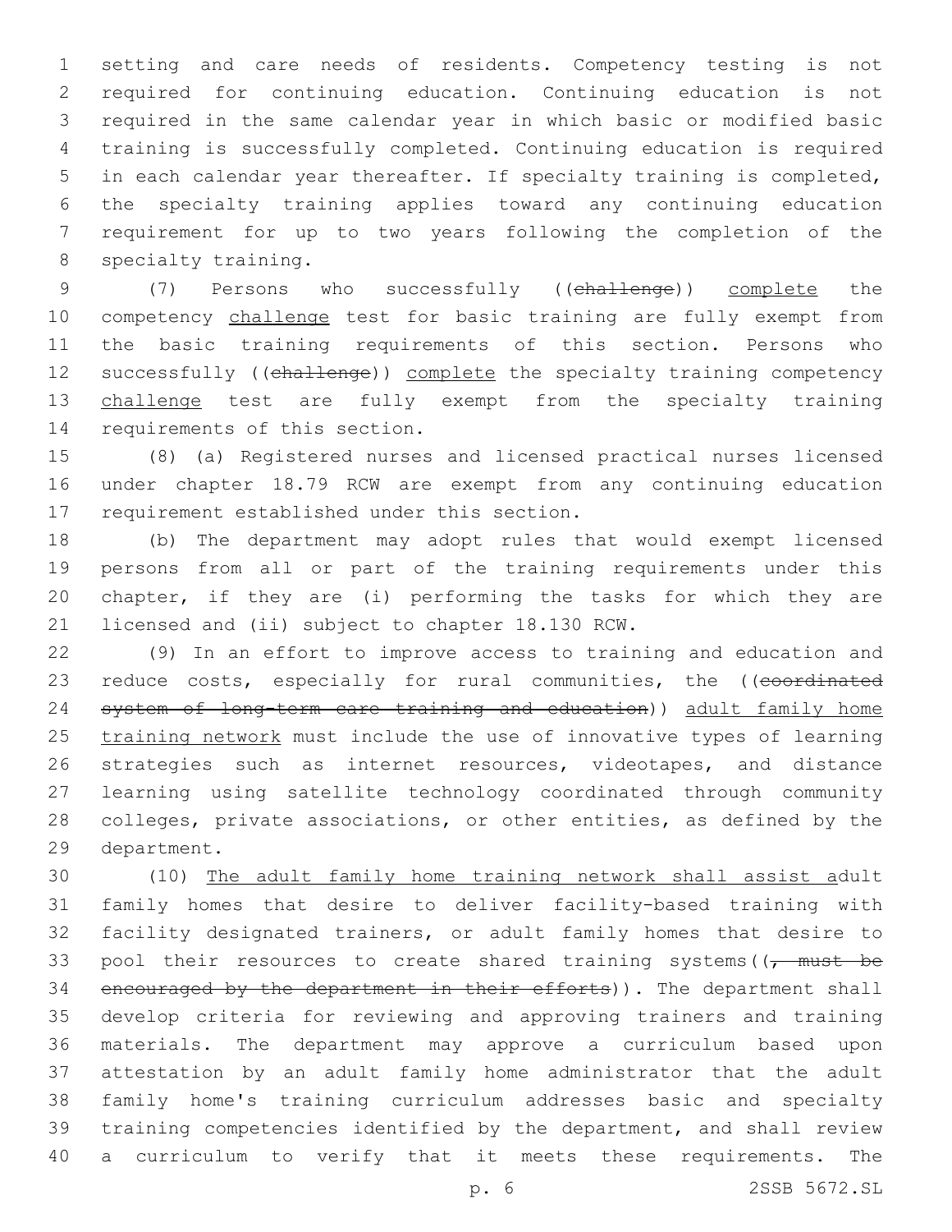setting and care needs of residents. Competency testing is not required for continuing education. Continuing education is not required in the same calendar year in which basic or modified basic training is successfully completed. Continuing education is required in each calendar year thereafter. If specialty training is completed, the specialty training applies toward any continuing education requirement for up to two years following the completion of the specialty training.

(7) Persons who successfully ((~~challenge~~)) <u>complete</u> the competency <u>challenge</u> test for basic training are fully exempt from the basic training requirements of this section. Persons who successfully ((~~challenge~~)) <u>complete</u> the specialty training competency <u>challenge</u> test are fully exempt from the specialty training requirements of this section.

(8) (a) Registered nurses and licensed practical nurses licensed under chapter 18.79 RCW are exempt from any continuing education requirement established under this section.

(b) The department may adopt rules that would exempt licensed persons from all or part of the training requirements under this chapter, if they are (i) performing the tasks for which they are licensed and (ii) subject to chapter 18.130 RCW.

(9) In an effort to improve access to training and education and reduce costs, especially for rural communities, the ((~~coordinated system of long-term care training and education~~)) <u>adult family home training network</u> must include the use of innovative types of learning strategies such as internet resources, videotapes, and distance learning using satellite technology coordinated through community colleges, private associations, or other entities, as defined by the department.

(10) <u>The adult family home training network shall assist a</u>dult family homes that desire to deliver facility-based training with facility designated trainers, or adult family homes that desire to pool their resources to create shared training systems((~~, must be encouraged by the department in their efforts~~)). The department shall develop criteria for reviewing and approving trainers and training materials. The department may approve a curriculum based upon attestation by an adult family home administrator that the adult family home's training curriculum addresses basic and specialty training competencies identified by the department, and shall review a curriculum to verify that it meets these requirements. The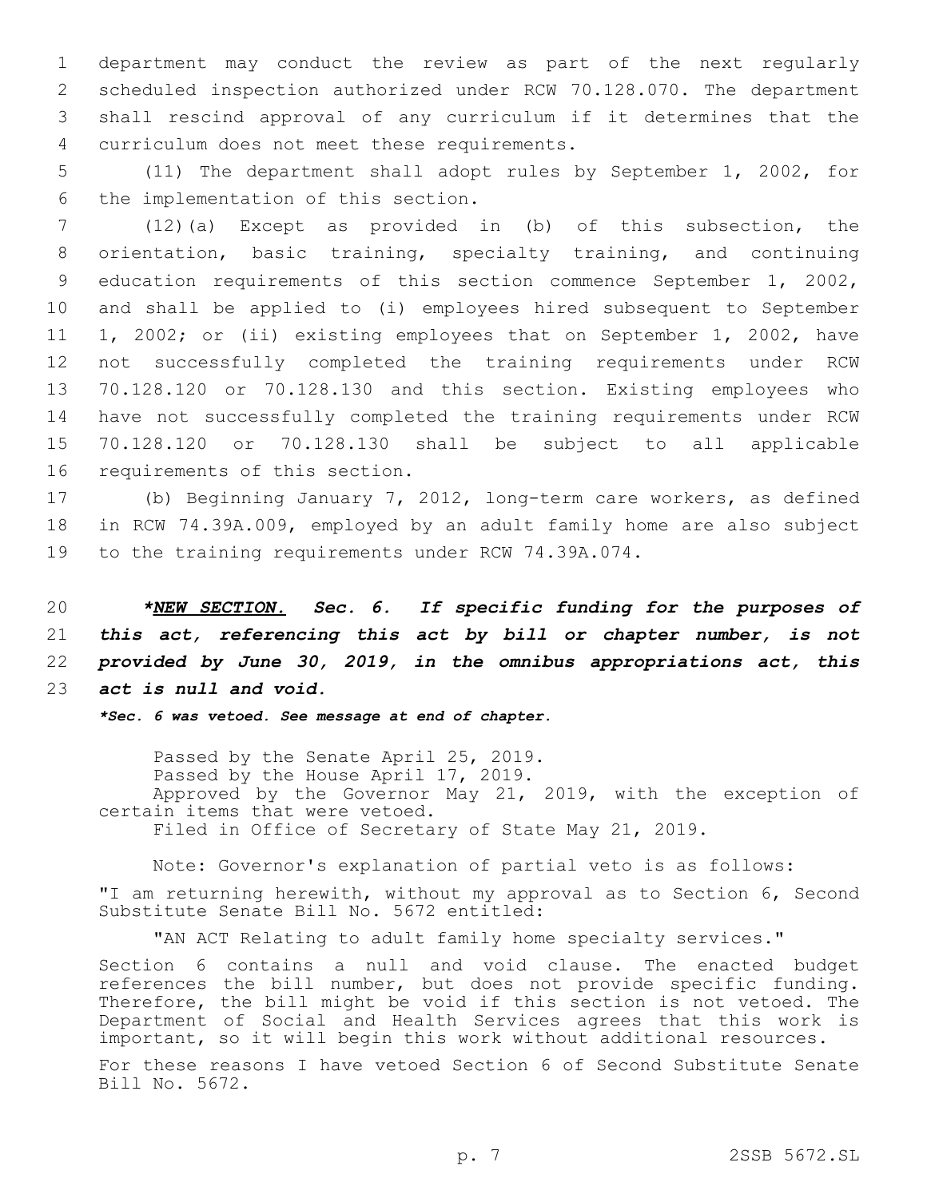department may conduct the review as part of the next regularly scheduled inspection authorized under RCW 70.128.070. The department shall rescind approval of any curriculum if it determines that the curriculum does not meet these requirements.

(11) The department shall adopt rules by September 1, 2002, for the implementation of this section.

(12)(a) Except as provided in (b) of this subsection, the orientation, basic training, specialty training, and continuing education requirements of this section commence September 1, 2002, and shall be applied to (i) employees hired subsequent to September 1, 2002; or (ii) existing employees that on September 1, 2002, have not successfully completed the training requirements under RCW 70.128.120 or 70.128.130 and this section. Existing employees who have not successfully completed the training requirements under RCW 70.128.120 or 70.128.130 shall be subject to all applicable requirements of this section.

(b) Beginning January 7, 2012, long-term care workers, as defined in RCW 74.39A.009, employed by an adult family home are also subject to the training requirements under RCW 74.39A.074.

***NEW SECTION. Sec. 6. If specific funding for the purposes of this act, referencing this act by bill or chapter number, is not provided by June 30, 2019, in the omnibus appropriations act, this act is null and void.***

***\*Sec. 6 was vetoed. See message at end of chapter.***

Passed by the Senate April 25, 2019.
Passed by the House April 17, 2019.
Approved by the Governor May 21, 2019, with the exception of certain items that were vetoed.
Filed in Office of Secretary of State May 21, 2019.

Note: Governor's explanation of partial veto is as follows:

"I am returning herewith, without my approval as to Section 6, Second Substitute Senate Bill No. 5672 entitled:

"AN ACT Relating to adult family home specialty services."

Section 6 contains a null and void clause. The enacted budget references the bill number, but does not provide specific funding. Therefore, the bill might be void if this section is not vetoed. The Department of Social and Health Services agrees that this work is important, so it will begin this work without additional resources.

For these reasons I have vetoed Section 6 of Second Substitute Senate Bill No. 5672.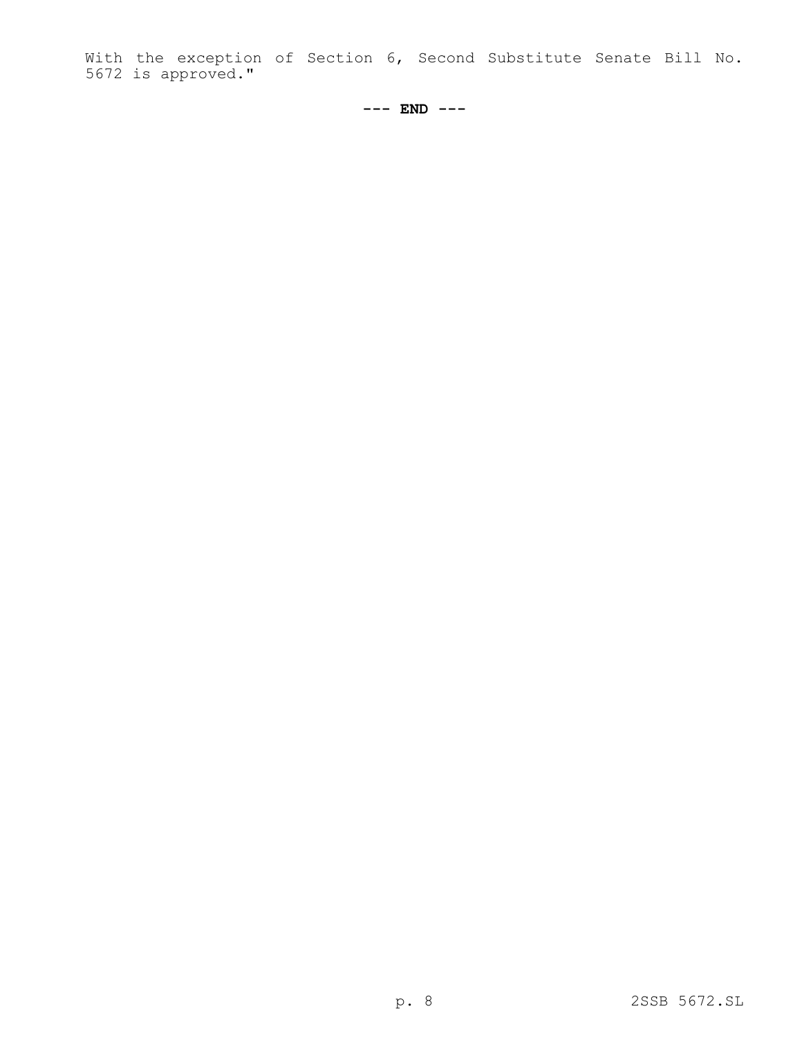With the exception of Section 6, Second Substitute Senate Bill No. 5672 is approved."

**--- END ---**